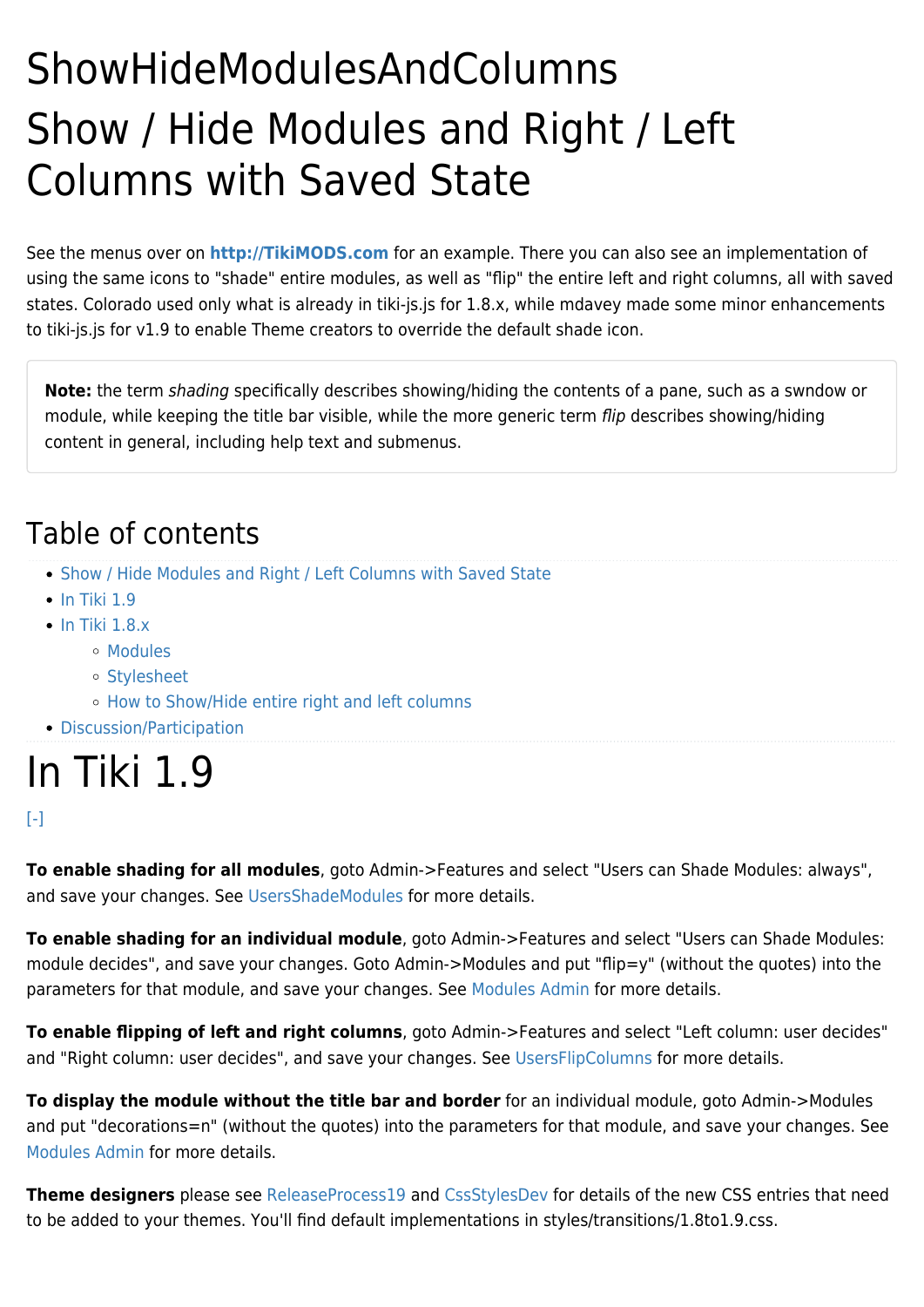# ShowHideModulesAndColumns

# Show / Hide Modules and Right / Left Columns with Saved State

See the menus over on **http://TikiMODS.com** for an example. There you can also see an implementation of using the same icons to "shade" entire modules, as well as "flip" the entire left and right columns, all with saved states. Colorado used only what is already in tiki-js.js for 1.8.x, while mdavey made some minor enhancements to tiki-js.js for v1.9 to enable Theme creators to override the default shade icon.

> **Note:** the term *shading* specifically describes showing/hiding the contents of a pane, such as a swndow or module, while keeping the title bar visible, while the more generic term *flip* describes showing/hiding content in general, including help text and submenus.

## Table of contents

- Show / Hide Modules and Right / Left Columns with Saved State
- In Tiki 1.9
- In Tiki 1.8.x
  - Modules
  - Stylesheet
  - How to Show/Hide entire right and left columns
- Discussion/Participation

# In Tiki 1.9

[-]

**To enable shading for all modules**, goto Admin->Features and select "Users can Shade Modules: always", and save your changes. See UsersShadeModules for more details.

**To enable shading for an individual module**, goto Admin->Features and select "Users can Shade Modules: module decides", and save your changes. Goto Admin->Modules and put "flip=y" (without the quotes) into the parameters for that module, and save your changes. See Modules Admin for more details.

**To enable flipping of left and right columns**, goto Admin->Features and select "Left column: user decides" and "Right column: user decides", and save your changes. See UsersFlipColumns for more details.

**To display the module without the title bar and border** for an individual module, goto Admin->Modules and put "decorations=n" (without the quotes) into the parameters for that module, and save your changes. See Modules Admin for more details.

**Theme designers** please see ReleaseProcess19 and CssStylesDev for details of the new CSS entries that need to be added to your themes. You'll find default implementations in styles/transitions/1.8to1.9.css.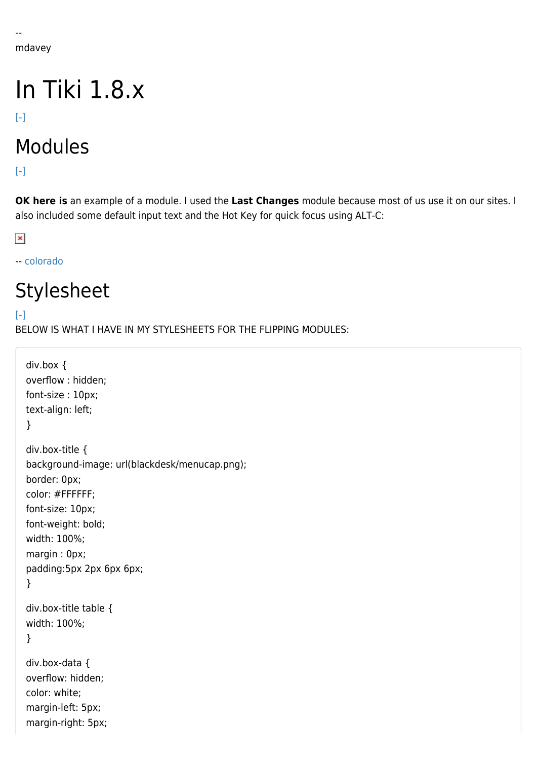--
mdavey

# In Tiki 1.8.x

[-]

## Modules

[-]

**OK here is** an example of a module. I used the **Last Changes** module because most of us use it on our sites. I also included some default input text and the Hot Key for quick focus using ALT-C:

-- colorado

## Stylesheet

[-]

BELOW IS WHAT I HAVE IN MY STYLESHEETS FOR THE FLIPPING MODULES:

```
div.box {
overflow : hidden;
font-size : 10px;
text-align: left;
}

div.box-title {
background-image: url(blackdesk/menucap.png);
border: 0px;
color: #FFFFFF;
font-size: 10px;
font-weight: bold;
width: 100%;
margin : 0px;
padding:5px 2px 6px 6px;
}

div.box-title table {
width: 100%;
}

div.box-data {
overflow: hidden;
color: white;
margin-left: 5px;
margin-right: 5px;
```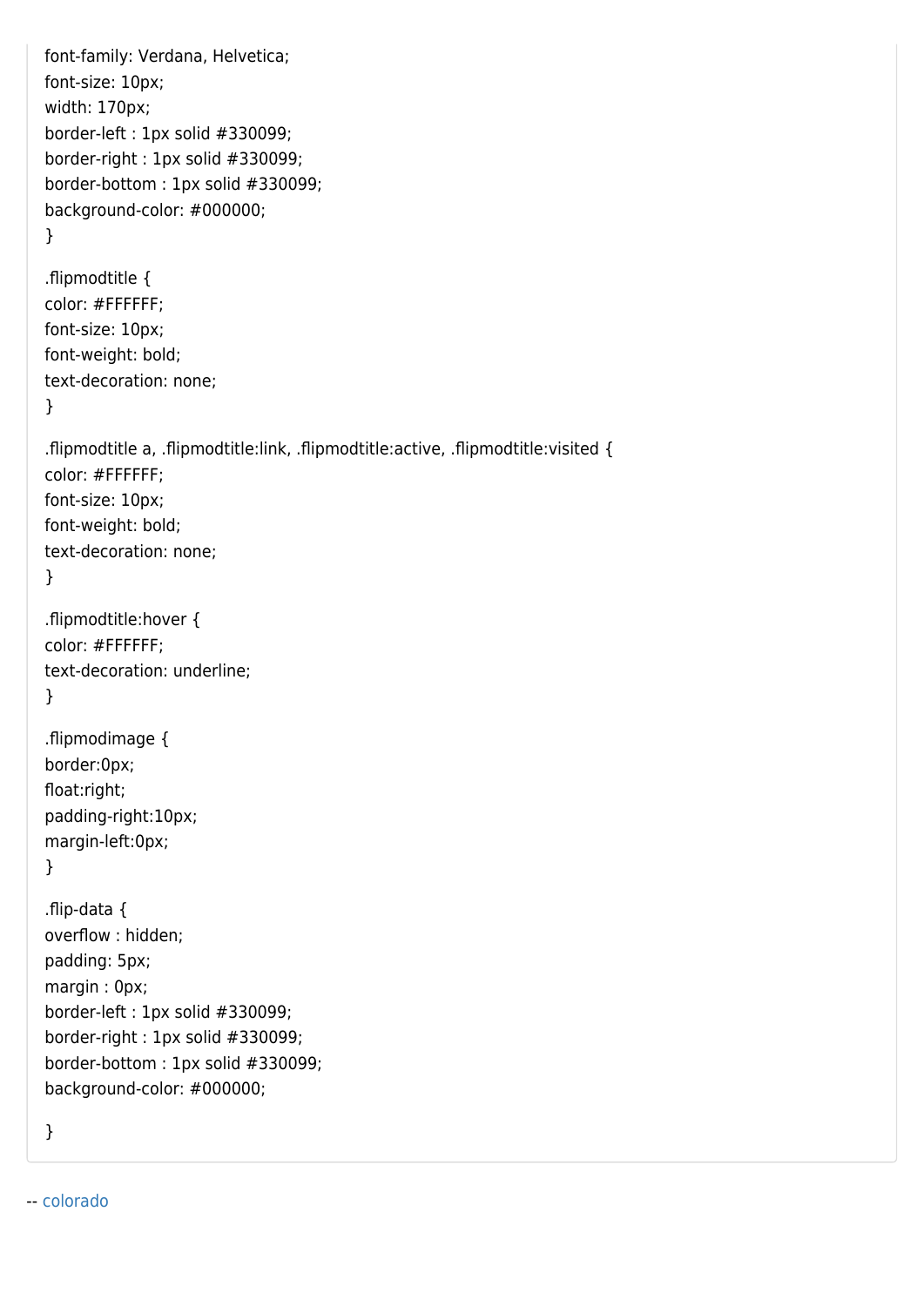```
font-family: Verdana, Helvetica;
font-size: 10px;
width: 170px;
border-left : 1px solid #330099;
border-right : 1px solid #330099;
border-bottom : 1px solid #330099;
background-color: #000000;
}

.flipmodtitle {
color: #FFFFFF;
font-size: 10px;
font-weight: bold;
text-decoration: none;
}

.flipmodtitle a, .flipmodtitle:link, .flipmodtitle:active, .flipmodtitle:visited {
color: #FFFFFF;
font-size: 10px;
font-weight: bold;
text-decoration: none;
}

.flipmodtitle:hover {
color: #FFFFFF;
text-decoration: underline;
}

.flipmodimage {
border:0px;
float:right;
padding-right:10px;
margin-left:0px;
}

.flip-data {
overflow : hidden;
padding: 5px;
margin : 0px;
border-left : 1px solid #330099;
border-right : 1px solid #330099;
border-bottom : 1px solid #330099;
background-color: #000000;

}
```

-- colorado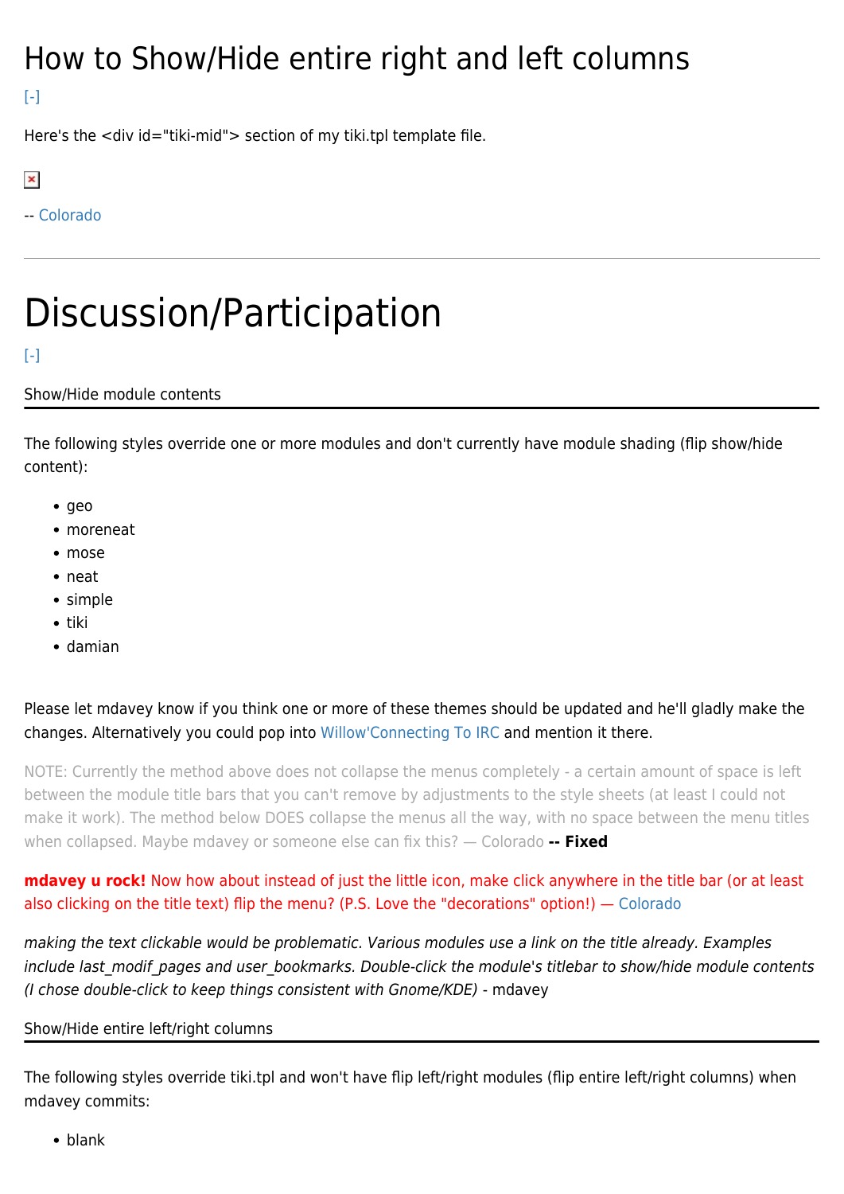# How to Show/Hide entire right and left columns

[-]

Here's the <div id="tiki-mid"> section of my tiki.tpl template file.

-- Colorado

---

# Discussion/Participation

[-]

Show/Hide module contents

The following styles override one or more modules and don't currently have module shading (flip show/hide content):

- geo
- moreneat
- mose
- neat
- simple
- tiki
- damian

Please let mdavey know if you think one or more of these themes should be updated and he'll gladly make the changes. Alternatively you could pop into Willow'Connecting To IRC and mention it there.

NOTE: Currently the method above does not collapse the menus completely - a certain amount of space is left between the module title bars that you can't remove by adjustments to the style sheets (at least I could not make it work). The method below DOES collapse the menus all the way, with no space between the menu titles when collapsed. Maybe mdavey or someone else can fix this? — Colorado **-- Fixed**

**mdavey u rock!** Now how about instead of just the little icon, make click anywhere in the title bar (or at least also clicking on the title text) flip the menu? (P.S. Love the "decorations" option!) — Colorado

*making the text clickable would be problematic. Various modules use a link on the title already. Examples include last_modif_pages and user_bookmarks. Double-click the module's titlebar to show/hide module contents (I chose double-click to keep things consistent with Gnome/KDE)* - mdavey

Show/Hide entire left/right columns

The following styles override tiki.tpl and won't have flip left/right modules (flip entire left/right columns) when mdavey commits:

- blank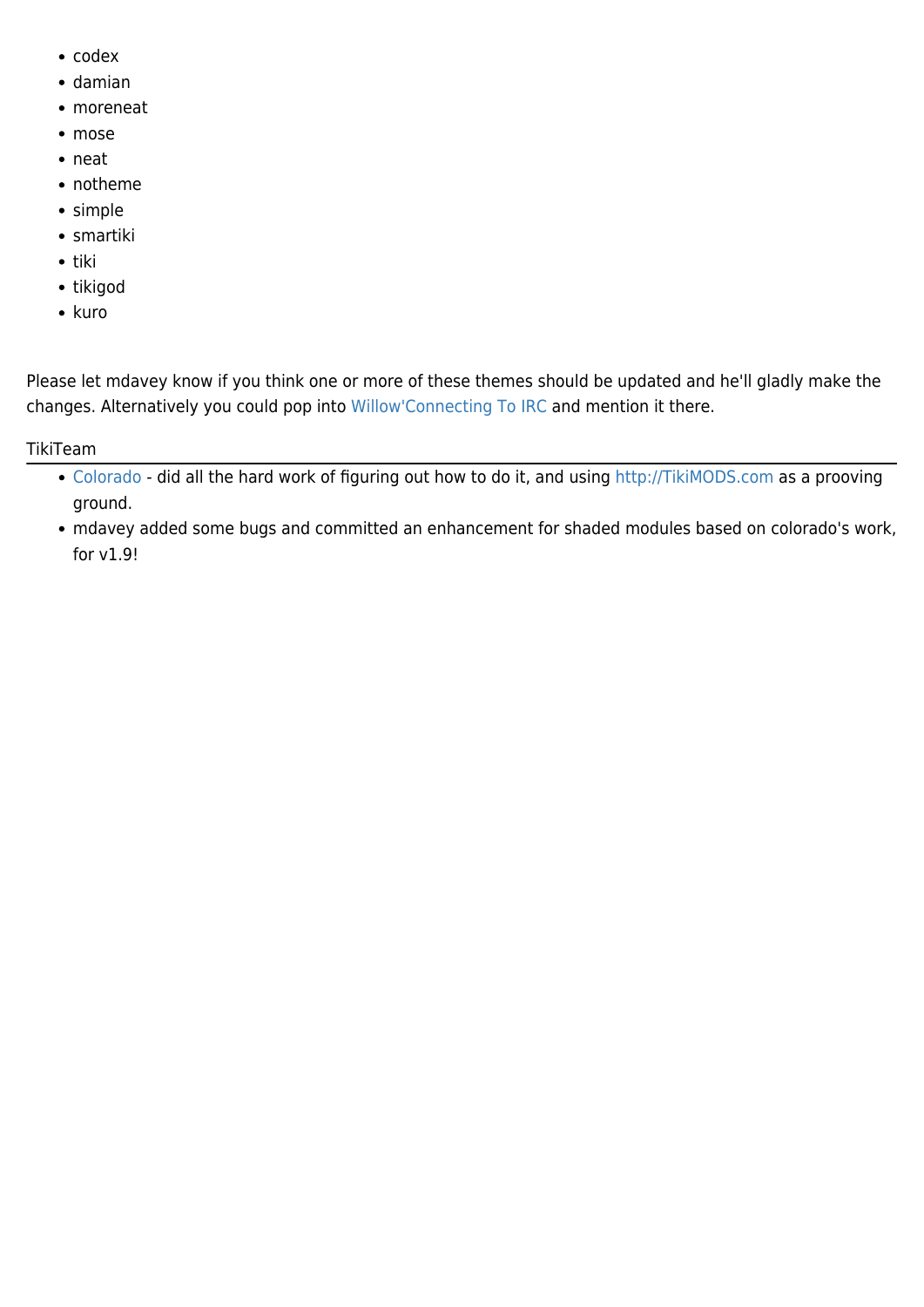- codex
- damian
- moreneat
- mose
- neat
- notheme
- simple
- smartiki
- tiki
- tikigod
- kuro

Please let mdavey know if you think one or more of these themes should be updated and he'll gladly make the changes. Alternatively you could pop into Willow'Connecting To IRC and mention it there.

TikiTeam

- Colorado - did all the hard work of figuring out how to do it, and using http://TikiMODS.com as a prooving ground.
- mdavey added some bugs and committed an enhancement for shaded modules based on colorado's work, for v1.9!